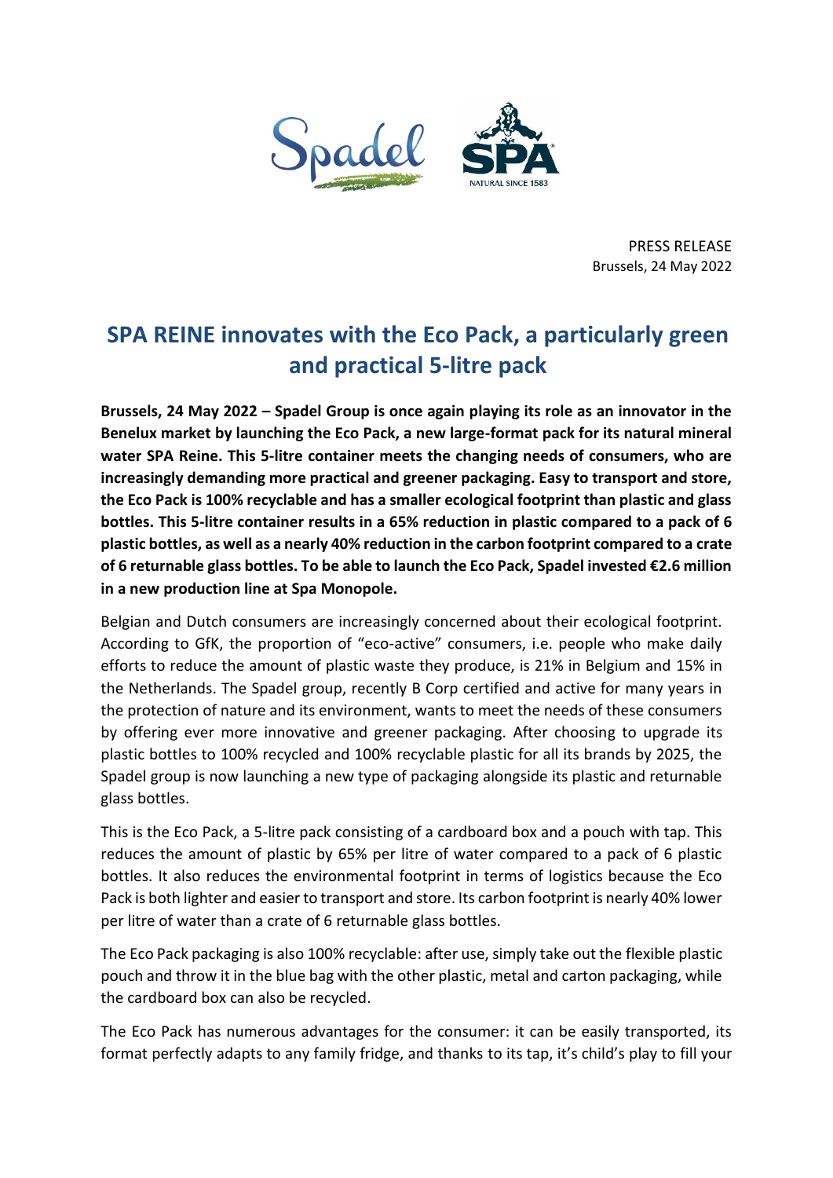PRESS RELEASE
Brussels, 24 May 2022

# SPA REINE innovates with the Eco Pack, a particularly green and practical 5-litre pack

**Brussels, 24 May 2022 – Spadel Group is once again playing its role as an innovator in the Benelux market by launching the Eco Pack, a new large-format pack for its natural mineral water SPA Reine. This 5-litre container meets the changing needs of consumers, who are increasingly demanding more practical and greener packaging. Easy to transport and store, the Eco Pack is 100% recyclable and has a smaller ecological footprint than plastic and glass bottles. This 5-litre container results in a 65% reduction in plastic compared to a pack of 6 plastic bottles, as well as a nearly 40% reduction in the carbon footprint compared to a crate of 6 returnable glass bottles. To be able to launch the Eco Pack, Spadel invested €2.6 million in a new production line at Spa Monopole.**

Belgian and Dutch consumers are increasingly concerned about their ecological footprint. According to GfK, the proportion of "eco-active" consumers, i.e. people who make daily efforts to reduce the amount of plastic waste they produce, is 21% in Belgium and 15% in the Netherlands. The Spadel group, recently B Corp certified and active for many years in the protection of nature and its environment, wants to meet the needs of these consumers by offering ever more innovative and greener packaging. After choosing to upgrade its plastic bottles to 100% recycled and 100% recyclable plastic for all its brands by 2025, the Spadel group is now launching a new type of packaging alongside its plastic and returnable glass bottles.

This is the Eco Pack, a 5-litre pack consisting of a cardboard box and a pouch with tap. This reduces the amount of plastic by 65% per litre of water compared to a pack of 6 plastic bottles. It also reduces the environmental footprint in terms of logistics because the Eco Pack is both lighter and easier to transport and store. Its carbon footprint is nearly 40% lower per litre of water than a crate of 6 returnable glass bottles.

The Eco Pack packaging is also 100% recyclable: after use, simply take out the flexible plastic pouch and throw it in the blue bag with the other plastic, metal and carton packaging, while the cardboard box can also be recycled.

The Eco Pack has numerous advantages for the consumer: it can be easily transported, its format perfectly adapts to any family fridge, and thanks to its tap, it's child's play to fill your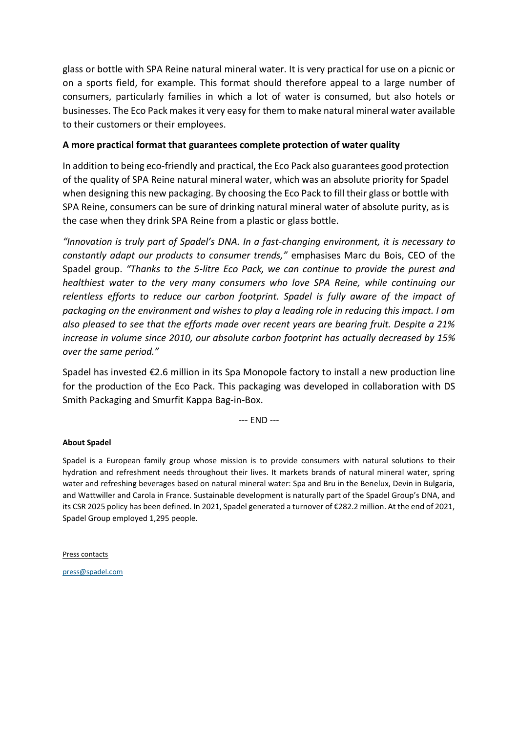glass or bottle with SPA Reine natural mineral water. It is very practical for use on a picnic or on a sports field, for example. This format should therefore appeal to a large number of consumers, particularly families in which a lot of water is consumed, but also hotels or businesses. The Eco Pack makes it very easy for them to make natural mineral water available to their customers or their employees.

**A more practical format that guarantees complete protection of water quality**

In addition to being eco-friendly and practical, the Eco Pack also guarantees good protection of the quality of SPA Reine natural mineral water, which was an absolute priority for Spadel when designing this new packaging. By choosing the Eco Pack to fill their glass or bottle with SPA Reine, consumers can be sure of drinking natural mineral water of absolute purity, as is the case when they drink SPA Reine from a plastic or glass bottle.

*"Innovation is truly part of Spadel's DNA. In a fast-changing environment, it is necessary to constantly adapt our products to consumer trends,"* emphasises Marc du Bois, CEO of the Spadel group. *"Thanks to the 5-litre Eco Pack, we can continue to provide the purest and healthiest water to the very many consumers who love SPA Reine, while continuing our relentless efforts to reduce our carbon footprint. Spadel is fully aware of the impact of packaging on the environment and wishes to play a leading role in reducing this impact. I am also pleased to see that the efforts made over recent years are bearing fruit. Despite a 21% increase in volume since 2010, our absolute carbon footprint has actually decreased by 15% over the same period."*

Spadel has invested €2.6 million in its Spa Monopole factory to install a new production line for the production of the Eco Pack. This packaging was developed in collaboration with DS Smith Packaging and Smurfit Kappa Bag-in-Box.

--- END ---

**About Spadel**

Spadel is a European family group whose mission is to provide consumers with natural solutions to their hydration and refreshment needs throughout their lives. It markets brands of natural mineral water, spring water and refreshing beverages based on natural mineral water: Spa and Bru in the Benelux, Devin in Bulgaria, and Wattwiller and Carola in France. Sustainable development is naturally part of the Spadel Group's DNA, and its CSR 2025 policy has been defined. In 2021, Spadel generated a turnover of €282.2 million. At the end of 2021, Spadel Group employed 1,295 people.

Press contacts

press@spadel.com